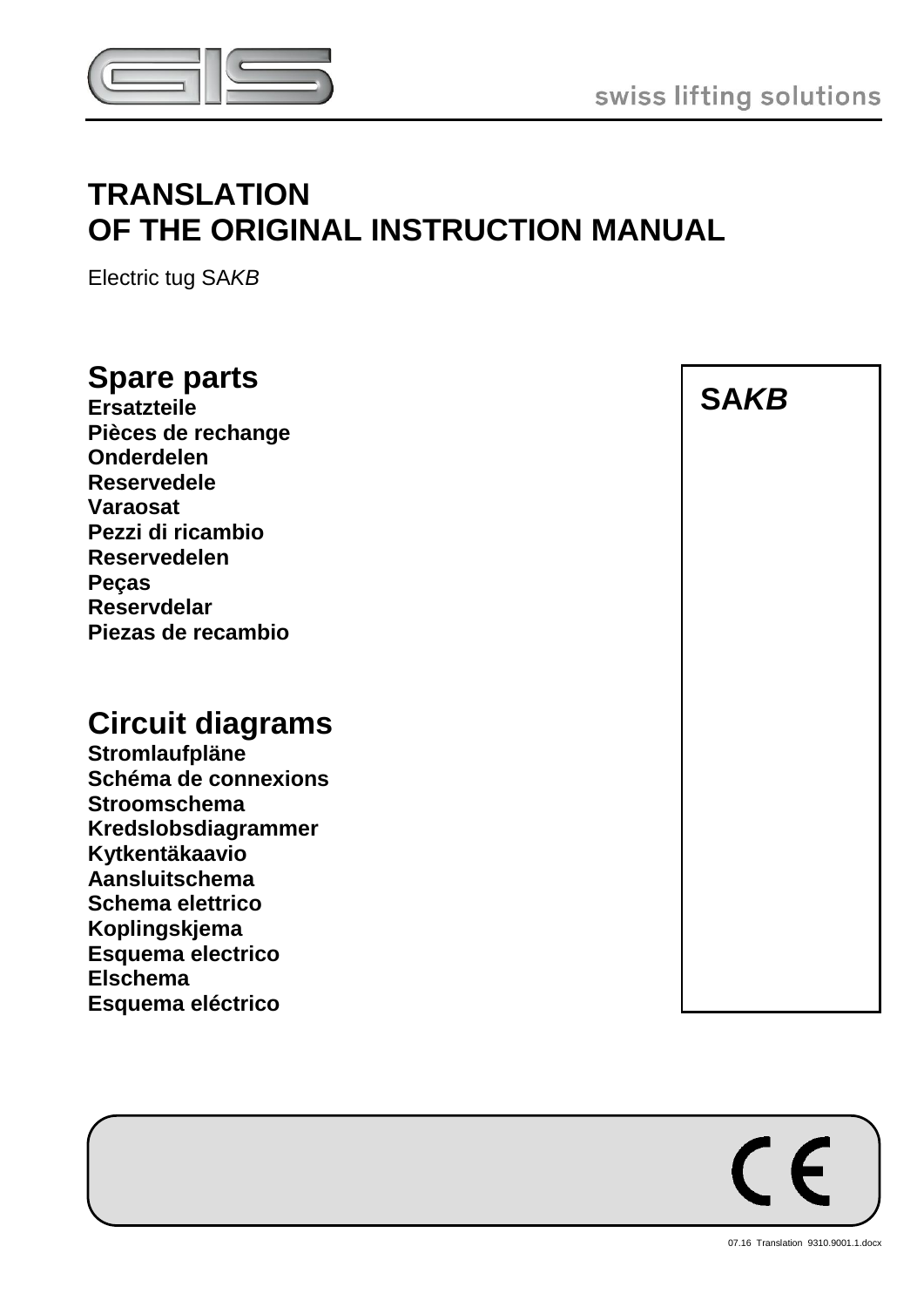swiss lifting solutions

# TRANSLATION
# OF THE ORIGINAL INSTRUCTION MANUAL

Electric tug SA*KB*

## Spare parts

**Ersatzteile**
**Pièces de rechange**
**Onderdelen**
**Reservedele**
**Varaosat**
**Pezzi di ricambio**
**Reservedelen**
**Peças**
**Reservdelar**
**Piezas de recambio**

## Circuit diagrams

**Stromlaufpläne**
**Schéma de connexions**
**Stroomschema**
**Kredslobsdiagrammer**
**Kytkentäkaavio**
**Aansluitschema**
**Schema elettrico**
**Koplingskjema**
**Esquema electrico**
**Elschema**
**Esquema eléctrico**

**SA*KB***

CE

07.16 Translation 9310.9001.1.docx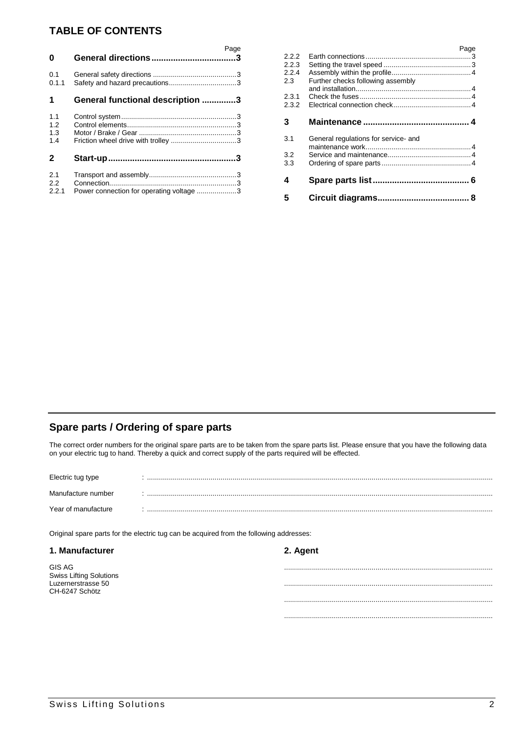## TABLE OF CONTENTS

| | | Page |
|---|---|---|
| **0** | **General directions** | **3** |
| 0.1 | General safety directions | 3 |
| 0.1.1 | Safety and hazard precautions | 3 |
| **1** | **General functional description** | **3** |
| 1.1 | Control system | 3 |
| 1.2 | Control elements | 3 |
| 1.3 | Motor / Brake / Gear | 3 |
| 1.4 | Friction wheel drive with trolley | 3 |
| **2** | **Start-up** | **3** |
| 2.1 | Transport and assembly | 3 |
| 2.2 | Connection | 3 |
| 2.2.1 | Power connection for operating voltage | 3 |
| 2.2.2 | Earth connections | 3 |
| 2.2.3 | Setting the travel speed | 3 |
| 2.2.4 | Assembly within the profile | 4 |
| 2.3 | Further checks following assembly and installation | 4 |
| 2.3.1 | Check the fuses | 4 |
| 2.3.2 | Electrical connection check | 4 |
| **3** | **Maintenance** | **4** |
| 3.1 | General regulations for service- and maintenance work | 4 |
| 3.2 | Service and maintenance | 4 |
| 3.3 | Ordering of spare parts | 4 |
| **4** | **Spare parts list** | **6** |
| **5** | **Circuit diagrams** | **8** |

## Spare parts / Ordering of spare parts

The correct order numbers for the original spare parts are to be taken from the spare parts list. Please ensure that you have the following data on your electric tug to hand. Thereby a quick and correct supply of the parts required will be effected.

Electric tug type : ....................................................................................................

Manufacture number : ....................................................................................................

Year of manufacture : ....................................................................................................

Original spare parts for the electric tug can be acquired from the following addresses:

**1. Manufacturer**

GIS AG
Swiss Lifting Solutions
Luzernerstrasse 50
CH-6247 Schötz

**2. Agent**

....................................................................................................

....................................................................................................

....................................................................................................

....................................................................................................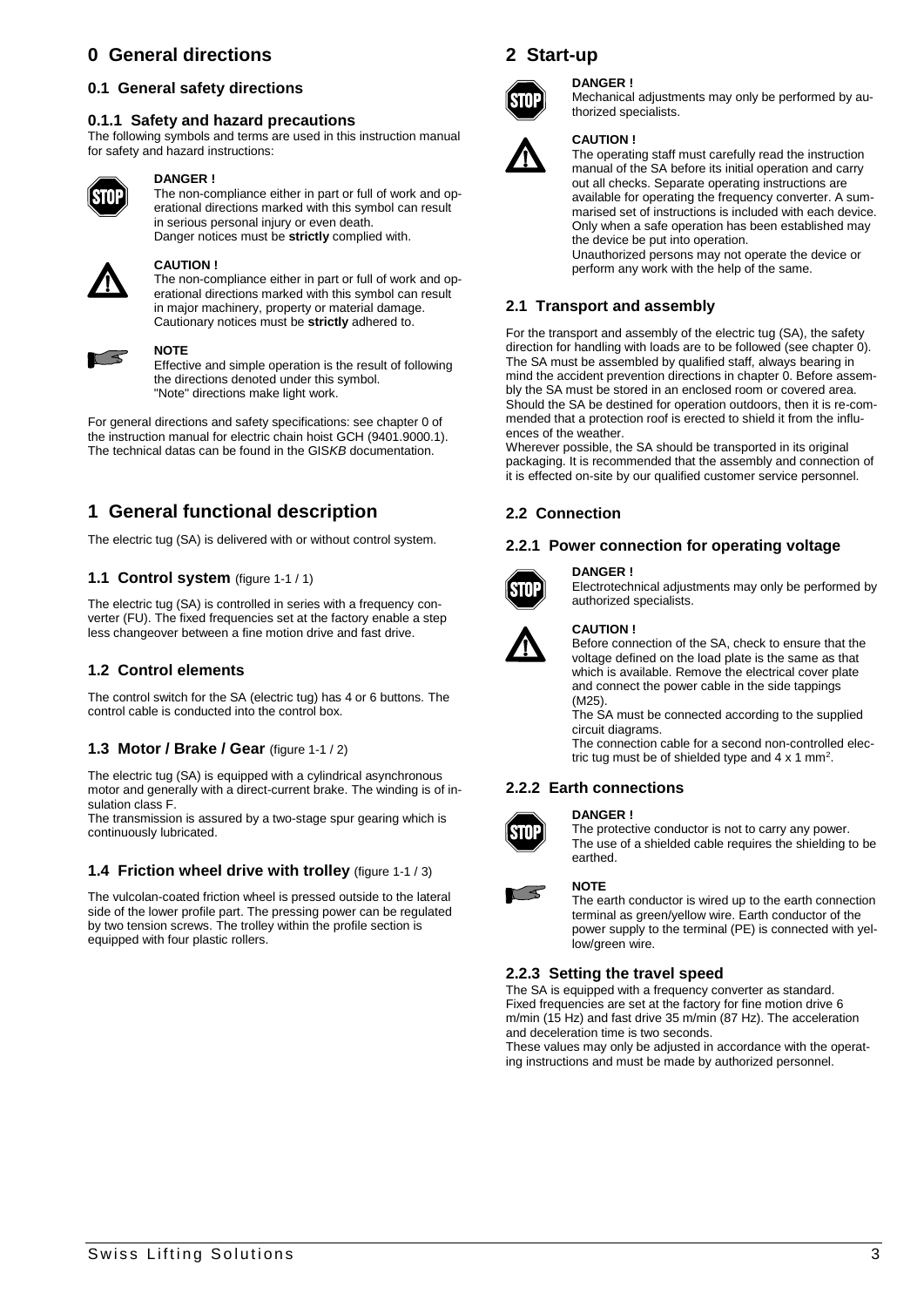# 0 General directions

## 0.1 General safety directions

### 0.1.1 Safety and hazard precautions

The following symbols and terms are used in this instruction manual for safety and hazard instructions:

**DANGER !**
The non-compliance either in part or full of work and operational directions marked with this symbol can result in serious personal injury or even death.
Danger notices must be **strictly** complied with.

**CAUTION !**
The non-compliance either in part or full of work and operational directions marked with this symbol can result in major machinery, property or material damage.
Cautionary notices must be **strictly** adhered to.

**NOTE**
Effective and simple operation is the result of following the directions denoted under this symbol.
"Note" directions make light work.

For general directions and safety specifications: see chapter 0 of the instruction manual for electric chain hoist GCH (9401.9000.1).
The technical datas can be found in the GIS*KB* documentation.

# 1 General functional description

The electric tug (SA) is delivered with or without control system.

## 1.1 Control system (figure 1-1 / 1)

The electric tug (SA) is controlled in series with a frequency converter (FU). The fixed frequencies set at the factory enable a step less changeover between a fine motion drive and fast drive.

## 1.2 Control elements

The control switch for the SA (electric tug) has 4 or 6 buttons. The control cable is conducted into the control box.

## 1.3 Motor / Brake / Gear (figure 1-1 / 2)

The electric tug (SA) is equipped with a cylindrical asynchronous motor and generally with a direct-current brake. The winding is of insulation class F.
The transmission is assured by a two-stage spur gearing which is continuously lubricated.

## 1.4 Friction wheel drive with trolley (figure 1-1 / 3)

The vulcolan-coated friction wheel is pressed outside to the lateral side of the lower profile part. The pressing power can be regulated by two tension screws. The trolley within the profile section is equipped with four plastic rollers.

# 2 Start-up

**DANGER !**
Mechanical adjustments may only be performed by authorized specialists.

**CAUTION !**
The operating staff must carefully read the instruction manual of the SA before its initial operation and carry out all checks. Separate operating instructions are available for operating the frequency converter. A summarised set of instructions is included with each device. Only when a safe operation has been established may the device be put into operation.
Unauthorized persons may not operate the device or perform any work with the help of the same.

## 2.1 Transport and assembly

For the transport and assembly of the electric tug (SA), the safety direction for handling with loads are to be followed (see chapter 0). The SA must be assembled by qualified staff, always bearing in mind the accident prevention directions in chapter 0. Before assembly the SA must be stored in an enclosed room or covered area. Should the SA be destined for operation outdoors, then it is re-commended that a protection roof is erected to shield it from the influences of the weather.
Wherever possible, the SA should be transported in its original packaging. It is recommended that the assembly and connection of it is effected on-site by our qualified customer service personnel.

## 2.2 Connection

### 2.2.1 Power connection for operating voltage

**DANGER !**
Electrotechnical adjustments may only be performed by authorized specialists.

**CAUTION !**
Before connection of the SA, check to ensure that the voltage defined on the load plate is the same as that which is available. Remove the electrical cover plate and connect the power cable in the side tappings (M25).
The SA must be connected according to the supplied circuit diagrams.
The connection cable for a second non-controlled electric tug must be of shielded type and 4 x 1 mm².

### 2.2.2 Earth connections

**DANGER !**
The protective conductor is not to carry any power.
The use of a shielded cable requires the shielding to be earthed.

**NOTE**
The earth conductor is wired up to the earth connection terminal as green/yellow wire. Earth conductor of the power supply to the terminal (PE) is connected with yellow/green wire.

### 2.2.3 Setting the travel speed

The SA is equipped with a frequency converter as standard. Fixed frequencies are set at the factory for fine motion drive 6 m/min (15 Hz) and fast drive 35 m/min (87 Hz). The acceleration and deceleration time is two seconds.
These values may only be adjusted in accordance with the operating instructions and must be made by authorized personnel.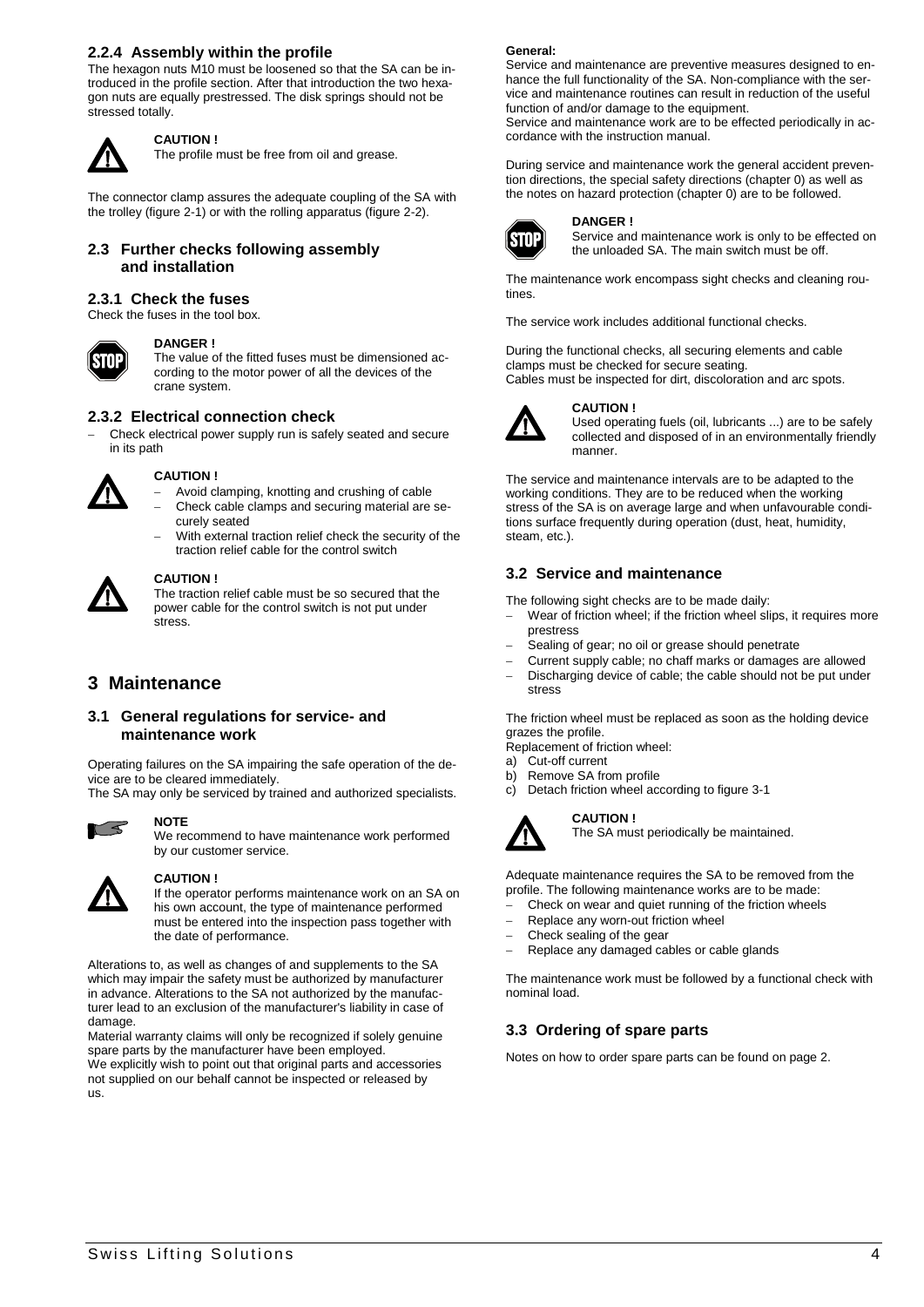### 2.2.4 Assembly within the profile

The hexagon nuts M10 must be loosened so that the SA can be introduced in the profile section. After that introduction the two hexagon nuts are equally prestressed. The disk springs should not be stressed totally.

**CAUTION !**
The profile must be free from oil and grease.

The connector clamp assures the adequate coupling of the SA with the trolley (figure 2-1) or with the rolling apparatus (figure 2-2).

## 2.3 Further checks following assembly and installation

### 2.3.1 Check the fuses

Check the fuses in the tool box.

**DANGER !**
The value of the fitted fuses must be dimensioned according to the motor power of all the devices of the crane system.

### 2.3.2 Electrical connection check

- Check electrical power supply run is safely seated and secure in its path

**CAUTION !**

- Avoid clamping, knotting and crushing of cable
- Check cable clamps and securing material are securely seated
- With external traction relief check the security of the traction relief cable for the control switch

**CAUTION !**
The traction relief cable must be so secured that the power cable for the control switch is not put under stress.

# 3 Maintenance

## 3.1 General regulations for service- and maintenance work

Operating failures on the SA impairing the safe operation of the device are to be cleared immediately.
The SA may only be serviced by trained and authorized specialists.

**NOTE**
We recommend to have maintenance work performed by our customer service.

**CAUTION !**
If the operator performs maintenance work on an SA on his own account, the type of maintenance performed must be entered into the inspection pass together with the date of performance.

Alterations to, as well as changes of and supplements to the SA which may impair the safety must be authorized by manufacturer in advance. Alterations to the SA not authorized by the manufacturer lead to an exclusion of the manufacturer's liability in case of damage.
Material warranty claims will only be recognized if solely genuine spare parts by the manufacturer have been employed.
We explicitly wish to point out that original parts and accessories not supplied on our behalf cannot be inspected or released by us.

**General:**
Service and maintenance are preventive measures designed to enhance the full functionality of the SA. Non-compliance with the service and maintenance routines can result in reduction of the useful function of and/or damage to the equipment.
Service and maintenance work are to be effected periodically in accordance with the instruction manual.

During service and maintenance work the general accident prevention directions, the special safety directions (chapter 0) as well as the notes on hazard protection (chapter 0) are to be followed.

**DANGER !**
Service and maintenance work is only to be effected on the unloaded SA. The main switch must be off.

The maintenance work encompass sight checks and cleaning routines.

The service work includes additional functional checks.

During the functional checks, all securing elements and cable clamps must be checked for secure seating.
Cables must be inspected for dirt, discoloration and arc spots.

**CAUTION !**
Used operating fuels (oil, lubricants ...) are to be safely collected and disposed of in an environmentally friendly manner.

The service and maintenance intervals are to be adapted to the working conditions. They are to be reduced when the working stress of the SA is on average large and when unfavourable conditions surface frequently during operation (dust, heat, humidity, steam, etc.).

## 3.2 Service and maintenance

The following sight checks are to be made daily:

- Wear of friction wheel; if the friction wheel slips, it requires more prestress
- Sealing of gear; no oil or grease should penetrate
- Current supply cable; no chaff marks or damages are allowed
- Discharging device of cable; the cable should not be put under stress

The friction wheel must be replaced as soon as the holding device grazes the profile.
Replacement of friction wheel:

a) Cut-off current
b) Remove SA from profile
c) Detach friction wheel according to figure 3-1

**CAUTION !**
The SA must periodically be maintained.

Adequate maintenance requires the SA to be removed from the profile. The following maintenance works are to be made:

- Check on wear and quiet running of the friction wheels
- Replace any worn-out friction wheel
- Check sealing of the gear
- Replace any damaged cables or cable glands

The maintenance work must be followed by a functional check with nominal load.

## 3.3 Ordering of spare parts

Notes on how to order spare parts can be found on page 2.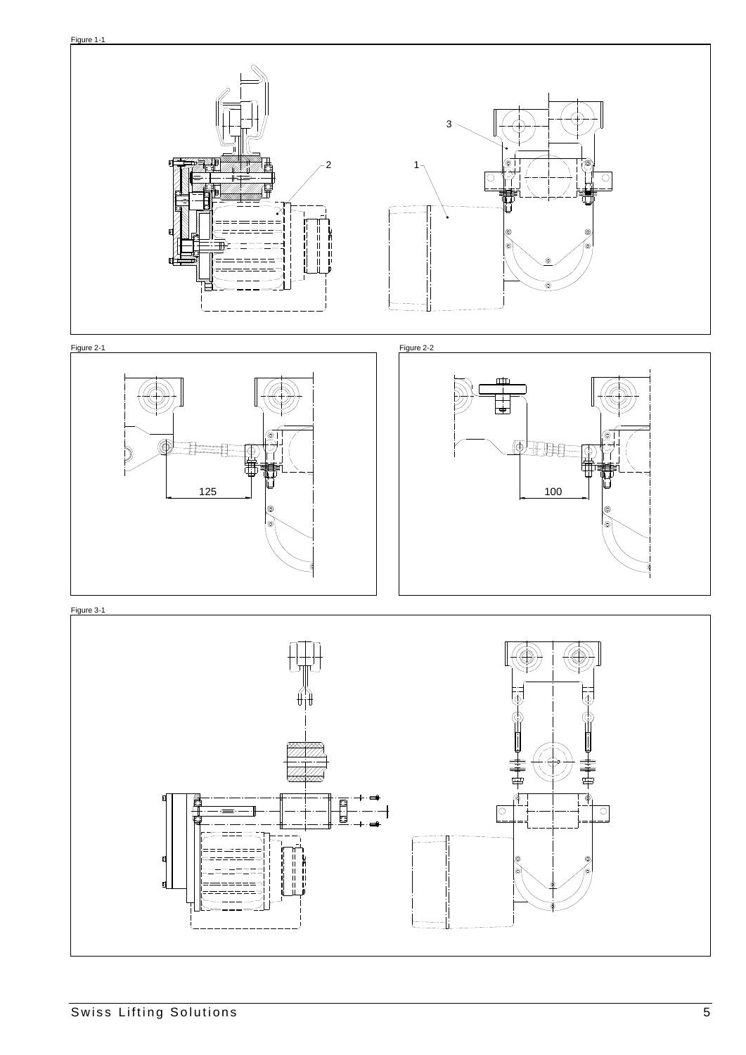Figure 1-1

3

2

1

Figure 2-1

125

Figure 2-2

100

Figure 3-1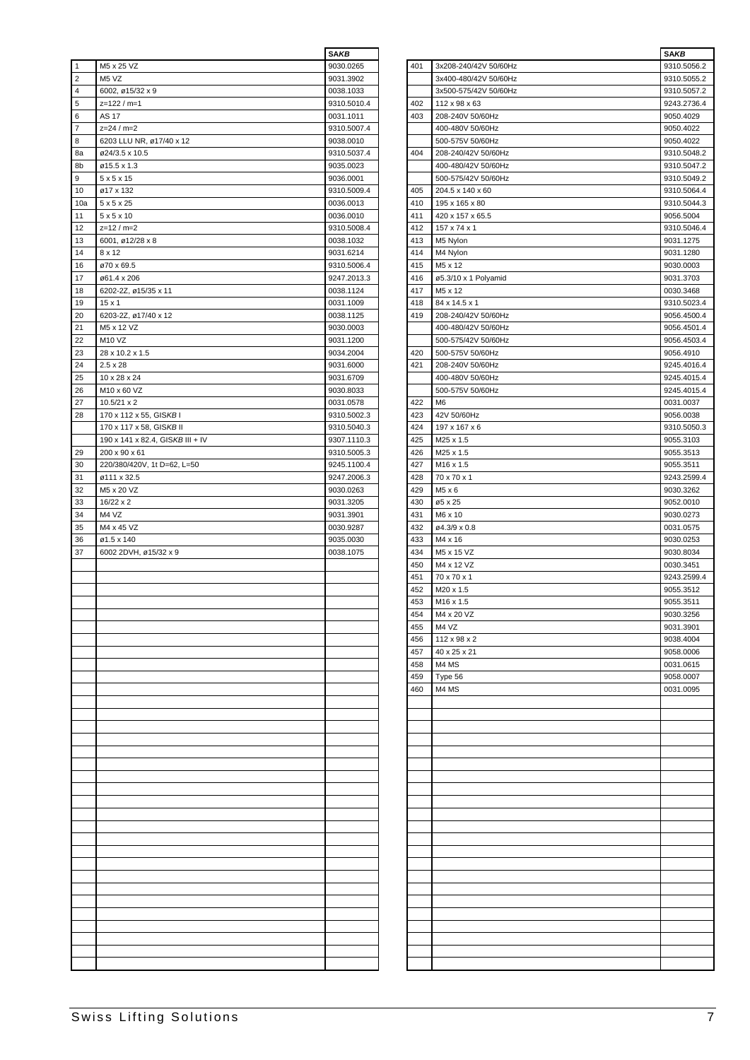|  |  | *SAKB* |
|---|---|---|
| 1 | M5 x 25 VZ | 9030.0265 |
| 2 | M5 VZ | 9031.3902 |
| 4 | 6002, ø15/32 x 9 | 0038.1033 |
| 5 | z=122 / m=1 | 9310.5010.4 |
| 6 | AS 17 | 0031.1011 |
| 7 | z=24 / m=2 | 9310.5007.4 |
| 8 | 6203 LLU NR, ø17/40 x 12 | 9038.0010 |
| 8a | ø24/3.5 x 10.5 | 9310.5037.4 |
| 8b | ø15.5 x 1.3 | 9035.0023 |
| 9 | 5 x 5 x 15 | 9036.0001 |
| 10 | ø17 x 132 | 9310.5009.4 |
| 10a | 5 x 5 x 25 | 0036.0013 |
| 11 | 5 x 5 x 10 | 0036.0010 |
| 12 | z=12 / m=2 | 9310.5008.4 |
| 13 | 6001, ø12/28 x 8 | 0038.1032 |
| 14 | 8 x 12 | 9031.6214 |
| 16 | ø70 x 69.5 | 9310.5006.4 |
| 17 | ø61.4 x 206 | 9247.2013.3 |
| 18 | 6202-2Z, ø15/35 x 11 | 0038.1124 |
| 19 | 15 x 1 | 0031.1009 |
| 20 | 6203-2Z, ø17/40 x 12 | 0038.1125 |
| 21 | M5 x 12 VZ | 9030.0003 |
| 22 | M10 VZ | 9031.1200 |
| 23 | 28 x 10.2 x 1.5 | 9034.2004 |
| 24 | 2.5 x 28 | 9031.6000 |
| 25 | 10 x 28 x 24 | 9031.6709 |
| 26 | M10 x 60 VZ | 9030.8033 |
| 27 | 10.5/21 x 2 | 0031.0578 |
| 28 | 170 x 112 x 55, GIS*KB* I | 9310.5002.3 |
|  | 170 x 117 x 58, GIS*KB* II | 9310.5040.3 |
|  | 190 x 141 x 82.4, GIS*KB* III + IV | 9307.1110.3 |
| 29 | 200 x 90 x 61 | 9310.5005.3 |
| 30 | 220/380/420V, 1t D=62, L=50 | 9245.1100.4 |
| 31 | ø111 x 32.5 | 9247.2006.3 |
| 32 | M5 x 20 VZ | 9030.0263 |
| 33 | 16/22 x 2 | 9031.3205 |
| 34 | M4 VZ | 9031.3901 |
| 35 | M4 x 45 VZ | 0030.9287 |
| 36 | ø1.5 x 140 | 9035.0030 |
| 37 | 6002 2DVH, ø15/32 x 9 | 0038.1075 |

|  |  | *SAKB* |
|---|---|---|
| 401 | 3x208-240/42V 50/60Hz | 9310.5056.2 |
|  | 3x400-480/42V 50/60Hz | 9310.5055.2 |
|  | 3x500-575/42V 50/60Hz | 9310.5057.2 |
| 402 | 112 x 98 x 63 | 9243.2736.4 |
| 403 | 208-240V 50/60Hz | 9050.4029 |
|  | 400-480V 50/60Hz | 9050.4022 |
|  | 500-575V 50/60Hz | 9050.4022 |
| 404 | 208-240/42V 50/60Hz | 9310.5048.2 |
|  | 400-480/42V 50/60Hz | 9310.5047.2 |
|  | 500-575/42V 50/60Hz | 9310.5049.2 |
| 405 | 204.5 x 140 x 60 | 9310.5064.4 |
| 410 | 195 x 165 x 80 | 9310.5044.3 |
| 411 | 420 x 157 x 65.5 | 9056.5004 |
| 412 | 157 x 74 x 1 | 9310.5046.4 |
| 413 | M5 Nylon | 9031.1275 |
| 414 | M4 Nylon | 9031.1280 |
| 415 | M5 x 12 | 9030.0003 |
| 416 | ø5.3/10 x 1 Polyamid | 9031.3703 |
| 417 | M5 x 12 | 0030.3468 |
| 418 | 84 x 14.5 x 1 | 9310.5023.4 |
| 419 | 208-240/42V 50/60Hz | 9056.4500.4 |
|  | 400-480/42V 50/60Hz | 9056.4501.4 |
|  | 500-575/42V 50/60Hz | 9056.4503.4 |
| 420 | 500-575V 50/60Hz | 9056.4910 |
| 421 | 208-240V 50/60Hz | 9245.4016.4 |
|  | 400-480V 50/60Hz | 9245.4015.4 |
|  | 500-575V 50/60Hz | 9245.4015.4 |
| 422 | M6 | 0031.0037 |
| 423 | 42V 50/60Hz | 9056.0038 |
| 424 | 197 x 167 x 6 | 9310.5050.3 |
| 425 | M25 x 1.5 | 9055.3103 |
| 426 | M25 x 1.5 | 9055.3513 |
| 427 | M16 x 1.5 | 9055.3511 |
| 428 | 70 x 70 x 1 | 9243.2599.4 |
| 429 | M5 x 6 | 9030.3262 |
| 430 | ø5 x 25 | 9052.0010 |
| 431 | M6 x 10 | 9030.0273 |
| 432 | ø4.3/9 x 0.8 | 0031.0575 |
| 433 | M4 x 16 | 9030.0253 |
| 434 | M5 x 15 VZ | 9030.8034 |
| 450 | M4 x 12 VZ | 0030.3451 |
| 451 | 70 x 70 x 1 | 9243.2599.4 |
| 452 | M20 x 1.5 | 9055.3512 |
| 453 | M16 x 1.5 | 9055.3511 |
| 454 | M4 x 20 VZ | 9030.3256 |
| 455 | M4 VZ | 9031.3901 |
| 456 | 112 x 98 x 2 | 9038.4004 |
| 457 | 40 x 25 x 21 | 9058.0006 |
| 458 | M4 MS | 0031.0615 |
| 459 | Type 56 | 9058.0007 |
| 460 | M4 MS | 0031.0095 |

Swiss Lifting Solutions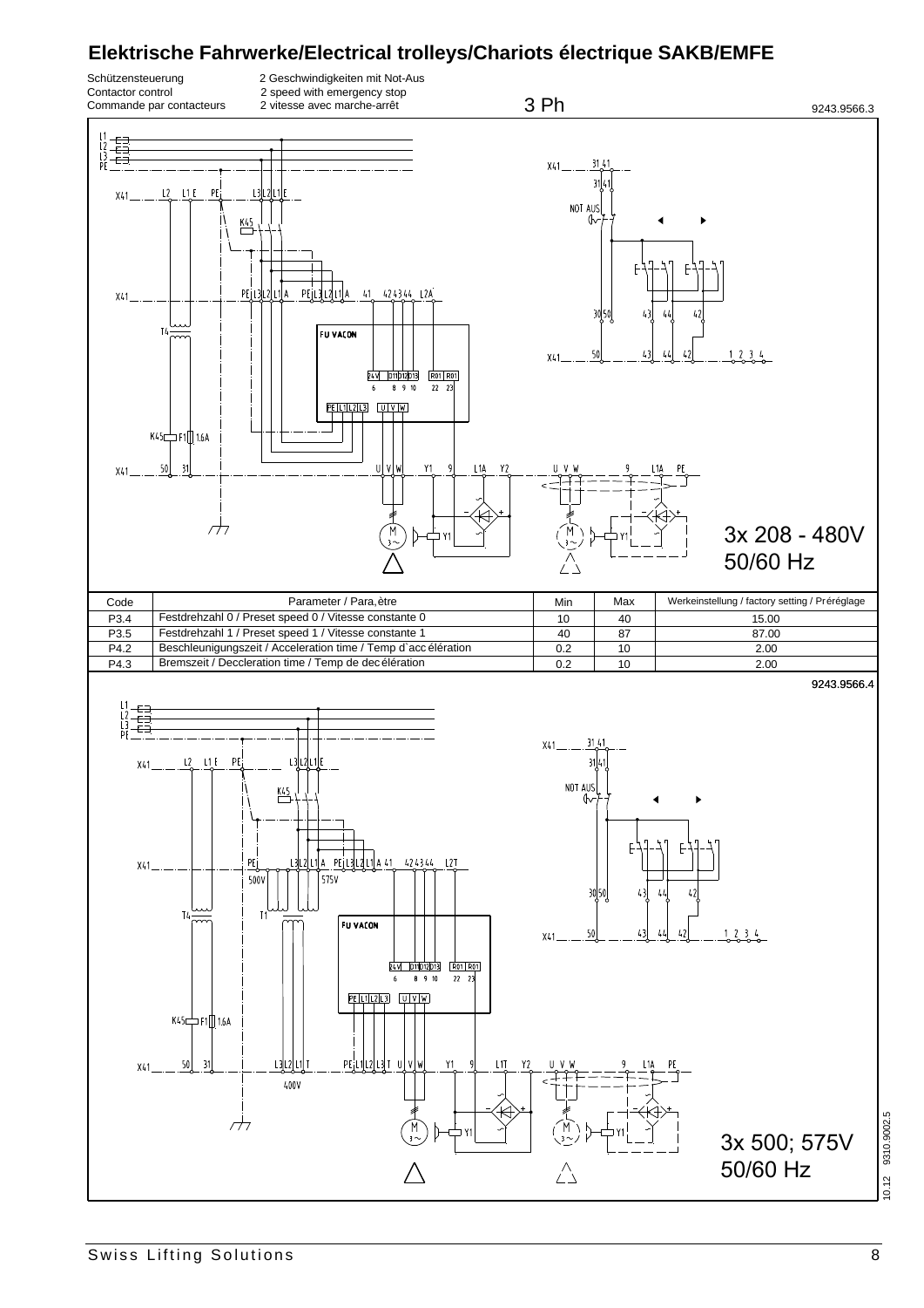# Elektrische Fahrwerke/Electrical trolleys/Chariots électrique SAKB/EMFE

Schützensteuerung — 2 Geschwindigkeiten mit Not-Aus
Contactor control — 2 speed with emergency stop
Commande par contacteurs — 2 vitesse avec marche-arrêt

3 Ph

9243.9566.3

3x 208 - 480V
50/60 Hz

| Code | Parameter / Para,ètre | Min | Max | Werkeinstellung / factory setting / Préréglage |
|---|---|---|---|---|
| P3.4 | Festdrehzahl 0 / Preset speed 0 / Vitesse constante 0 | 10 | 40 | 15.00 |
| P3.5 | Festdrehzahl 1 / Preset speed 1 / Vitesse constante 1 | 40 | 87 | 87.00 |
| P4.2 | Beschleunigungszeit / Acceleration time / Temp d`accélération | 0.2 | 10 | 2.00 |
| P4.3 | Bremszeit / Deccleration time / Temp de decélération | 0.2 | 10 | 2.00 |

9243.9566.4

3x 500; 575V
50/60 Hz

10.12 9310.9002.5

Swiss Lifting Solutions